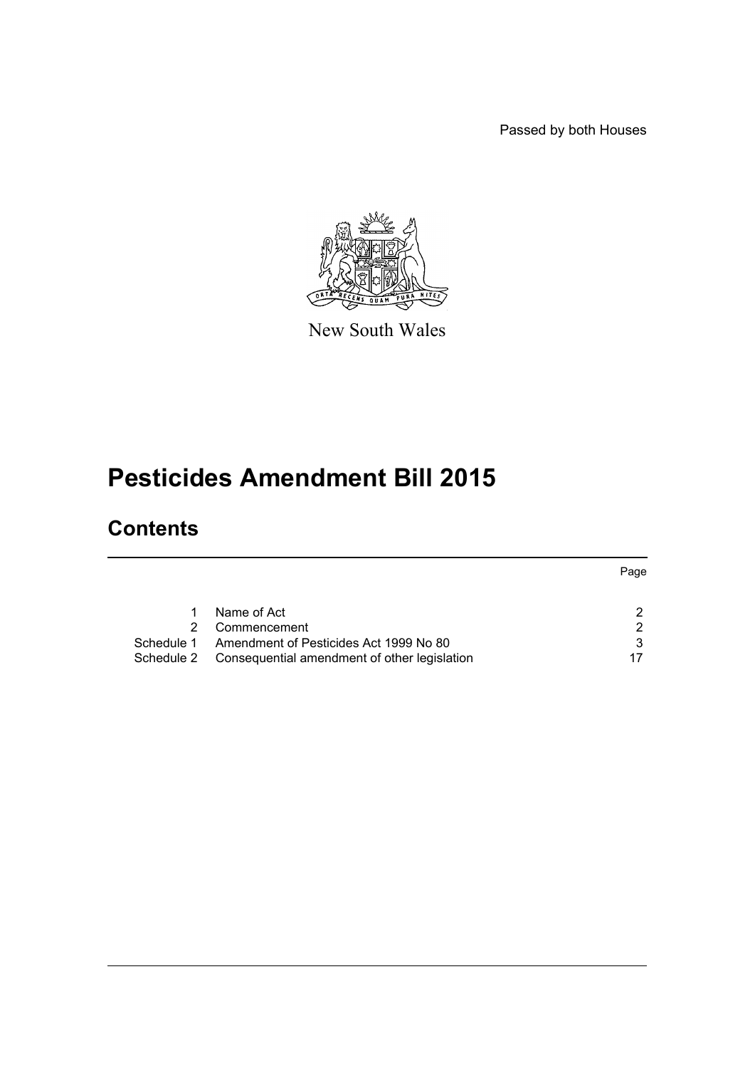Passed by both Houses

New South Wales

# Pesticides Amendment Bill 2015

## Contents

| | | Page |
|---|---|---|
| 1 | Name of Act | 2 |
| 2 | Commencement | 2 |
| Schedule 1 | Amendment of Pesticides Act 1999 No 80 | 3 |
| Schedule 2 | Consequential amendment of other legislation | 17 |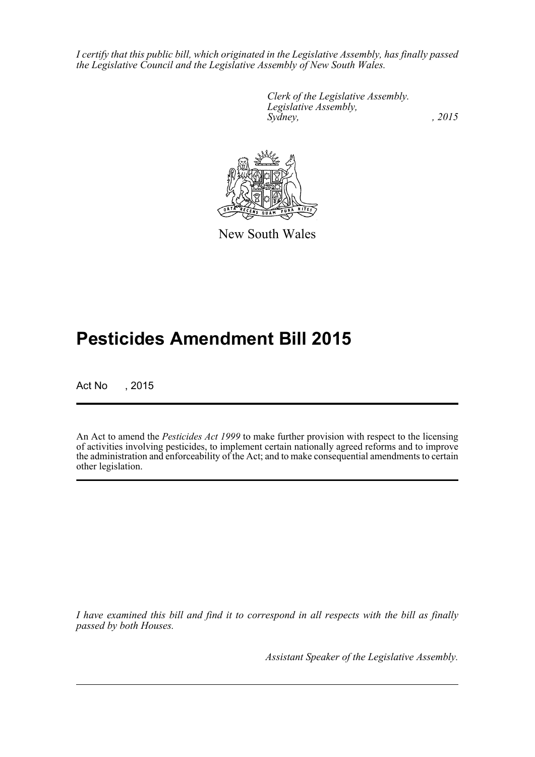*I certify that this public bill, which originated in the Legislative Assembly, has finally passed the Legislative Council and the Legislative Assembly of New South Wales.*

*Clerk of the Legislative Assembly.*
*Legislative Assembly,*
*Sydney, , 2015*

New South Wales

# Pesticides Amendment Bill 2015

Act No , 2015

An Act to amend the *Pesticides Act 1999* to make further provision with respect to the licensing of activities involving pesticides, to implement certain nationally agreed reforms and to improve the administration and enforceability of the Act; and to make consequential amendments to certain other legislation.

*I have examined this bill and find it to correspond in all respects with the bill as finally passed by both Houses.*

*Assistant Speaker of the Legislative Assembly.*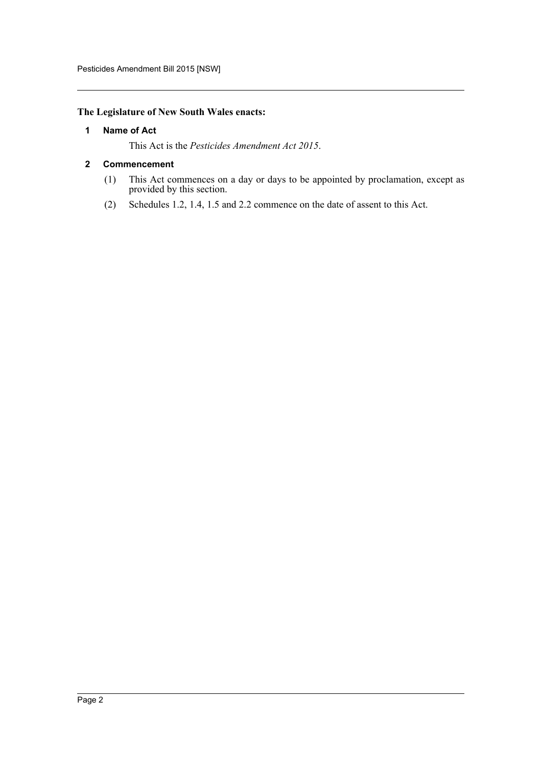**The Legislature of New South Wales enacts:**

### 1 Name of Act

This Act is the *Pesticides Amendment Act 2015*.

### 2 Commencement

(1) This Act commences on a day or days to be appointed by proclamation, except as provided by this section.

(2) Schedules 1.2, 1.4, 1.5 and 2.2 commence on the date of assent to this Act.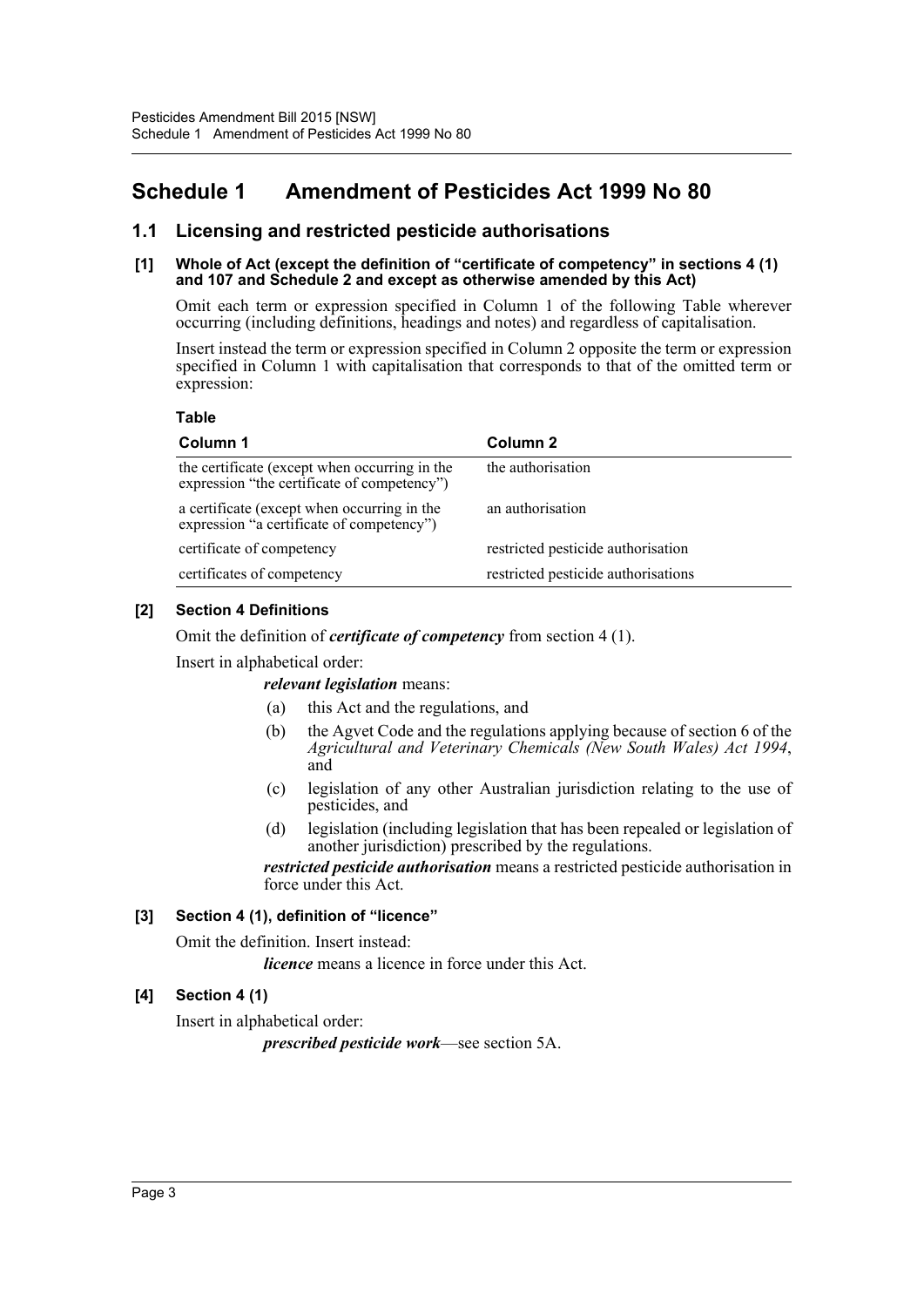# Schedule 1 Amendment of Pesticides Act 1999 No 80

## 1.1 Licensing and restricted pesticide authorisations

**[1] Whole of Act (except the definition of "certificate of competency" in sections 4 (1) and 107 and Schedule 2 and except as otherwise amended by this Act)**

Omit each term or expression specified in Column 1 of the following Table wherever occurring (including definitions, headings and notes) and regardless of capitalisation.

Insert instead the term or expression specified in Column 2 opposite the term or expression specified in Column 1 with capitalisation that corresponds to that of the omitted term or expression:

**Table**

| Column 1 | Column 2 |
|---|---|
| the certificate (except when occurring in the expression "the certificate of competency") | the authorisation |
| a certificate (except when occurring in the expression "a certificate of competency") | an authorisation |
| certificate of competency | restricted pesticide authorisation |
| certificates of competency | restricted pesticide authorisations |

**[2] Section 4 Definitions**

Omit the definition of ***certificate of competency*** from section 4 (1).

Insert in alphabetical order:

***relevant legislation*** means:

(a) this Act and the regulations, and

(b) the Agvet Code and the regulations applying because of section 6 of the *Agricultural and Veterinary Chemicals (New South Wales) Act 1994*, and

(c) legislation of any other Australian jurisdiction relating to the use of pesticides, and

(d) legislation (including legislation that has been repealed or legislation of another jurisdiction) prescribed by the regulations.

***restricted pesticide authorisation*** means a restricted pesticide authorisation in force under this Act.

**[3] Section 4 (1), definition of "licence"**

Omit the definition. Insert instead:

***licence*** means a licence in force under this Act.

**[4] Section 4 (1)**

Insert in alphabetical order:

***prescribed pesticide work***—see section 5A.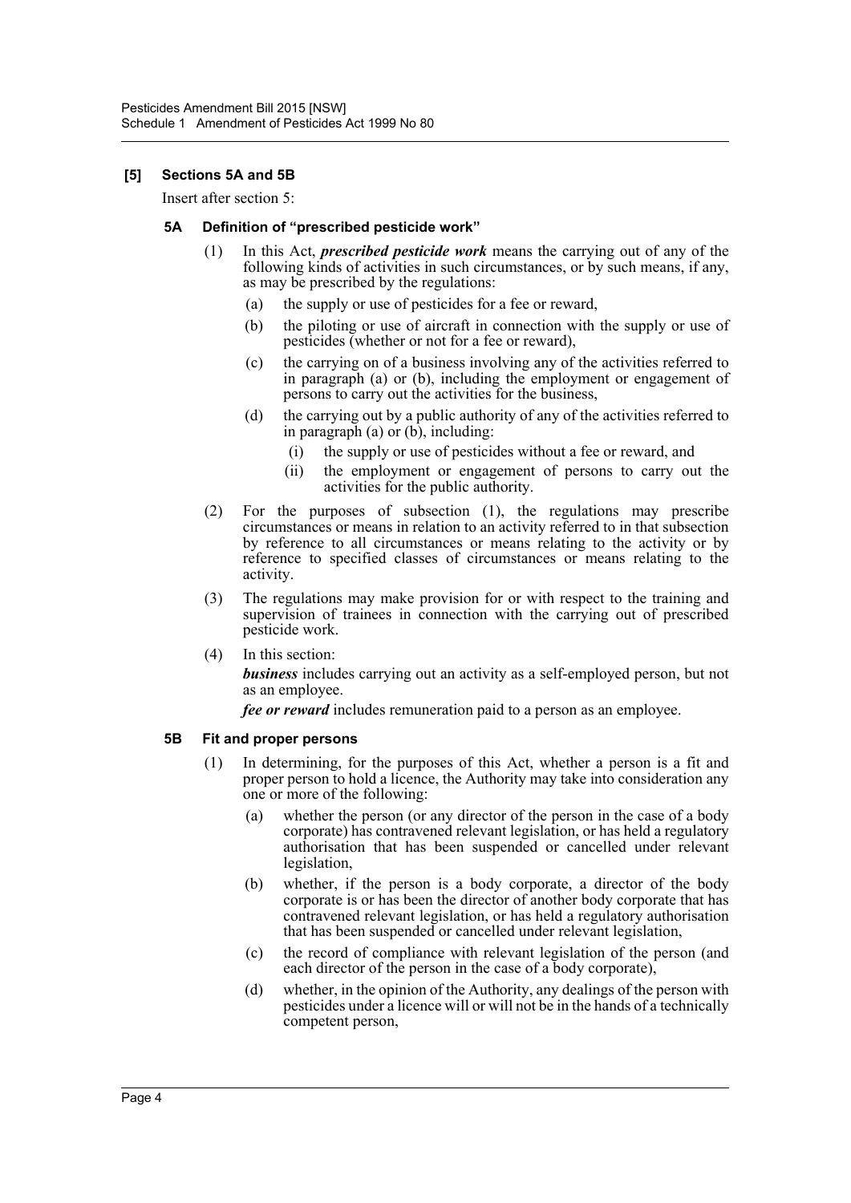**[5] Sections 5A and 5B**

Insert after section 5:

**5A Definition of "prescribed pesticide work"**

(1) In this Act, ***prescribed pesticide work*** means the carrying out of any of the following kinds of activities in such circumstances, or by such means, if any, as may be prescribed by the regulations:

- (a) the supply or use of pesticides for a fee or reward,
- (b) the piloting or use of aircraft in connection with the supply or use of pesticides (whether or not for a fee or reward),
- (c) the carrying on of a business involving any of the activities referred to in paragraph (a) or (b), including the employment or engagement of persons to carry out the activities for the business,
- (d) the carrying out by a public authority of any of the activities referred to in paragraph (a) or (b), including:
  - (i) the supply or use of pesticides without a fee or reward, and
  - (ii) the employment or engagement of persons to carry out the activities for the public authority.

(2) For the purposes of subsection (1), the regulations may prescribe circumstances or means in relation to an activity referred to in that subsection by reference to all circumstances or means relating to the activity or by reference to specified classes of circumstances or means relating to the activity.

(3) The regulations may make provision for or with respect to the training and supervision of trainees in connection with the carrying out of prescribed pesticide work.

(4) In this section:

***business*** includes carrying out an activity as a self-employed person, but not as an employee.

***fee or reward*** includes remuneration paid to a person as an employee.

**5B Fit and proper persons**

(1) In determining, for the purposes of this Act, whether a person is a fit and proper person to hold a licence, the Authority may take into consideration any one or more of the following:

- (a) whether the person (or any director of the person in the case of a body corporate) has contravened relevant legislation, or has held a regulatory authorisation that has been suspended or cancelled under relevant legislation,
- (b) whether, if the person is a body corporate, a director of the body corporate is or has been the director of another body corporate that has contravened relevant legislation, or has held a regulatory authorisation that has been suspended or cancelled under relevant legislation,
- (c) the record of compliance with relevant legislation of the person (and each director of the person in the case of a body corporate),
- (d) whether, in the opinion of the Authority, any dealings of the person with pesticides under a licence will or will not be in the hands of a technically competent person,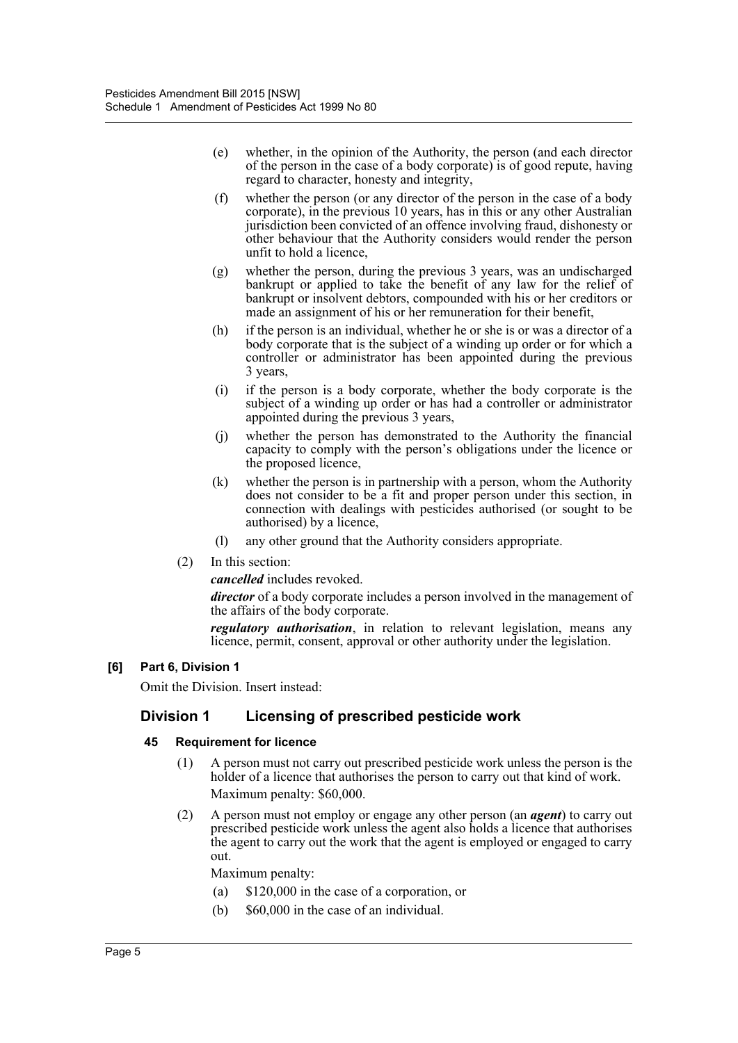(e) whether, in the opinion of the Authority, the person (and each director of the person in the case of a body corporate) is of good repute, having regard to character, honesty and integrity,

(f) whether the person (or any director of the person in the case of a body corporate), in the previous 10 years, has in this or any other Australian jurisdiction been convicted of an offence involving fraud, dishonesty or other behaviour that the Authority considers would render the person unfit to hold a licence,

(g) whether the person, during the previous 3 years, was an undischarged bankrupt or applied to take the benefit of any law for the relief of bankrupt or insolvent debtors, compounded with his or her creditors or made an assignment of his or her remuneration for their benefit,

(h) if the person is an individual, whether he or she is or was a director of a body corporate that is the subject of a winding up order or for which a controller or administrator has been appointed during the previous 3 years,

(i) if the person is a body corporate, whether the body corporate is the subject of a winding up order or has had a controller or administrator appointed during the previous 3 years,

(j) whether the person has demonstrated to the Authority the financial capacity to comply with the person's obligations under the licence or the proposed licence,

(k) whether the person is in partnership with a person, whom the Authority does not consider to be a fit and proper person under this section, in connection with dealings with pesticides authorised (or sought to be authorised) by a licence,

(l) any other ground that the Authority considers appropriate.

(2) In this section:

***cancelled*** includes revoked.

***director*** of a body corporate includes a person involved in the management of the affairs of the body corporate.

***regulatory authorisation***, in relation to relevant legislation, means any licence, permit, consent, approval or other authority under the legislation.

**[6] Part 6, Division 1**

Omit the Division. Insert instead:

## Division 1 Licensing of prescribed pesticide work

### 45 Requirement for licence

(1) A person must not carry out prescribed pesticide work unless the person is the holder of a licence that authorises the person to carry out that kind of work.

Maximum penalty: $60,000.

(2) A person must not employ or engage any other person (an ***agent***) to carry out prescribed pesticide work unless the agent also holds a licence that authorises the agent to carry out the work that the agent is employed or engaged to carry out.

Maximum penalty:

(a) $120,000 in the case of a corporation, or

(b) $60,000 in the case of an individual.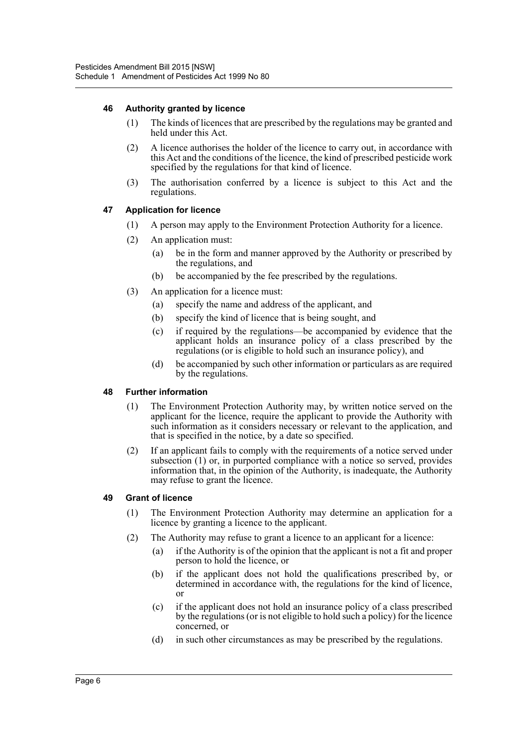#### 46 Authority granted by licence

(1) The kinds of licences that are prescribed by the regulations may be granted and held under this Act.

(2) A licence authorises the holder of the licence to carry out, in accordance with this Act and the conditions of the licence, the kind of prescribed pesticide work specified by the regulations for that kind of licence.

(3) The authorisation conferred by a licence is subject to this Act and the regulations.

#### 47 Application for licence

(1) A person may apply to the Environment Protection Authority for a licence.

(2) An application must:

- (a) be in the form and manner approved by the Authority or prescribed by the regulations, and
- (b) be accompanied by the fee prescribed by the regulations.

(3) An application for a licence must:

- (a) specify the name and address of the applicant, and
- (b) specify the kind of licence that is being sought, and
- (c) if required by the regulations—be accompanied by evidence that the applicant holds an insurance policy of a class prescribed by the regulations (or is eligible to hold such an insurance policy), and
- (d) be accompanied by such other information or particulars as are required by the regulations.

#### 48 Further information

(1) The Environment Protection Authority may, by written notice served on the applicant for the licence, require the applicant to provide the Authority with such information as it considers necessary or relevant to the application, and that is specified in the notice, by a date so specified.

(2) If an applicant fails to comply with the requirements of a notice served under subsection (1) or, in purported compliance with a notice so served, provides information that, in the opinion of the Authority, is inadequate, the Authority may refuse to grant the licence.

#### 49 Grant of licence

(1) The Environment Protection Authority may determine an application for a licence by granting a licence to the applicant.

(2) The Authority may refuse to grant a licence to an applicant for a licence:

- (a) if the Authority is of the opinion that the applicant is not a fit and proper person to hold the licence, or
- (b) if the applicant does not hold the qualifications prescribed by, or determined in accordance with, the regulations for the kind of licence, or
- (c) if the applicant does not hold an insurance policy of a class prescribed by the regulations (or is not eligible to hold such a policy) for the licence concerned, or
- (d) in such other circumstances as may be prescribed by the regulations.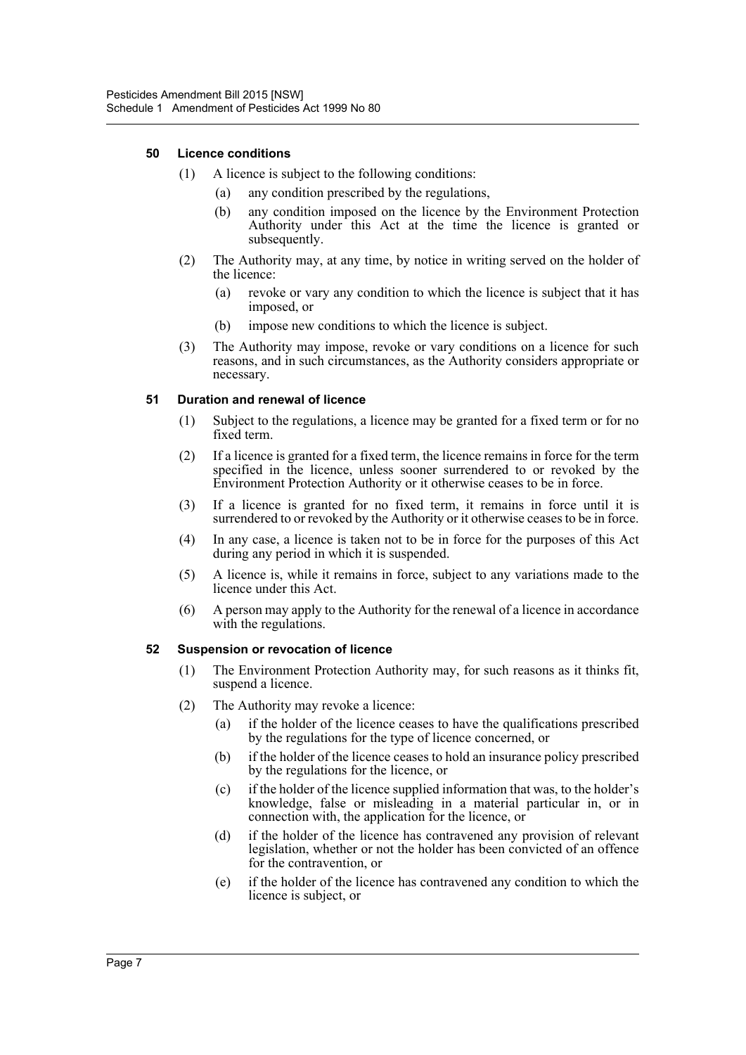#### 50 Licence conditions

(1) A licence is subject to the following conditions:

- (a) any condition prescribed by the regulations,
- (b) any condition imposed on the licence by the Environment Protection Authority under this Act at the time the licence is granted or subsequently.

(2) The Authority may, at any time, by notice in writing served on the holder of the licence:

- (a) revoke or vary any condition to which the licence is subject that it has imposed, or
- (b) impose new conditions to which the licence is subject.

(3) The Authority may impose, revoke or vary conditions on a licence for such reasons, and in such circumstances, as the Authority considers appropriate or necessary.

#### 51 Duration and renewal of licence

(1) Subject to the regulations, a licence may be granted for a fixed term or for no fixed term.

(2) If a licence is granted for a fixed term, the licence remains in force for the term specified in the licence, unless sooner surrendered to or revoked by the Environment Protection Authority or it otherwise ceases to be in force.

(3) If a licence is granted for no fixed term, it remains in force until it is surrendered to or revoked by the Authority or it otherwise ceases to be in force.

(4) In any case, a licence is taken not to be in force for the purposes of this Act during any period in which it is suspended.

(5) A licence is, while it remains in force, subject to any variations made to the licence under this Act.

(6) A person may apply to the Authority for the renewal of a licence in accordance with the regulations.

#### 52 Suspension or revocation of licence

(1) The Environment Protection Authority may, for such reasons as it thinks fit, suspend a licence.

(2) The Authority may revoke a licence:

- (a) if the holder of the licence ceases to have the qualifications prescribed by the regulations for the type of licence concerned, or
- (b) if the holder of the licence ceases to hold an insurance policy prescribed by the regulations for the licence, or
- (c) if the holder of the licence supplied information that was, to the holder's knowledge, false or misleading in a material particular in, or in connection with, the application for the licence, or
- (d) if the holder of the licence has contravened any provision of relevant legislation, whether or not the holder has been convicted of an offence for the contravention, or
- (e) if the holder of the licence has contravened any condition to which the licence is subject, or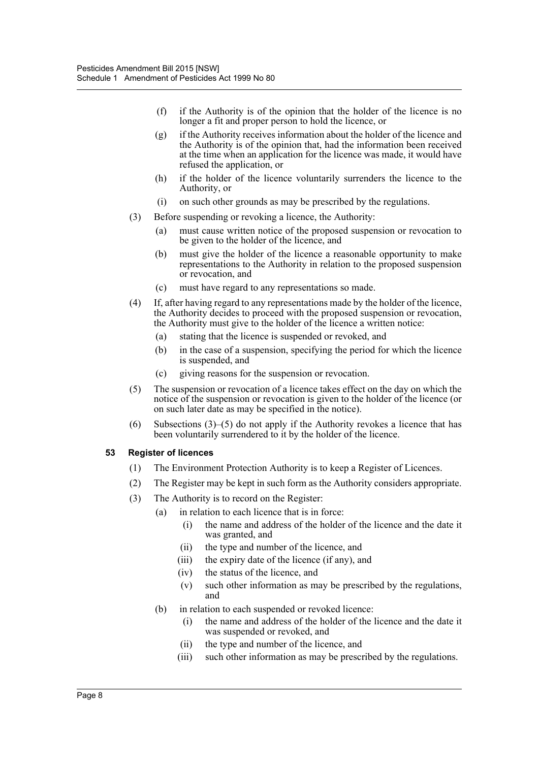(f) if the Authority is of the opinion that the holder of the licence is no longer a fit and proper person to hold the licence, or

(g) if the Authority receives information about the holder of the licence and the Authority is of the opinion that, had the information been received at the time when an application for the licence was made, it would have refused the application, or

(h) if the holder of the licence voluntarily surrenders the licence to the Authority, or

(i) on such other grounds as may be prescribed by the regulations.

(3) Before suspending or revoking a licence, the Authority:

(a) must cause written notice of the proposed suspension or revocation to be given to the holder of the licence, and

(b) must give the holder of the licence a reasonable opportunity to make representations to the Authority in relation to the proposed suspension or revocation, and

(c) must have regard to any representations so made.

(4) If, after having regard to any representations made by the holder of the licence, the Authority decides to proceed with the proposed suspension or revocation, the Authority must give to the holder of the licence a written notice:

(a) stating that the licence is suspended or revoked, and

(b) in the case of a suspension, specifying the period for which the licence is suspended, and

(c) giving reasons for the suspension or revocation.

(5) The suspension or revocation of a licence takes effect on the day on which the notice of the suspension or revocation is given to the holder of the licence (or on such later date as may be specified in the notice).

(6) Subsections (3)–(5) do not apply if the Authority revokes a licence that has been voluntarily surrendered to it by the holder of the licence.

### 53 Register of licences

(1) The Environment Protection Authority is to keep a Register of Licences.

(2) The Register may be kept in such form as the Authority considers appropriate.

(3) The Authority is to record on the Register:

(a) in relation to each licence that is in force:

(i) the name and address of the holder of the licence and the date it was granted, and

(ii) the type and number of the licence, and

(iii) the expiry date of the licence (if any), and

(iv) the status of the licence, and

(v) such other information as may be prescribed by the regulations, and

(b) in relation to each suspended or revoked licence:

(i) the name and address of the holder of the licence and the date it was suspended or revoked, and

(ii) the type and number of the licence, and

(iii) such other information as may be prescribed by the regulations.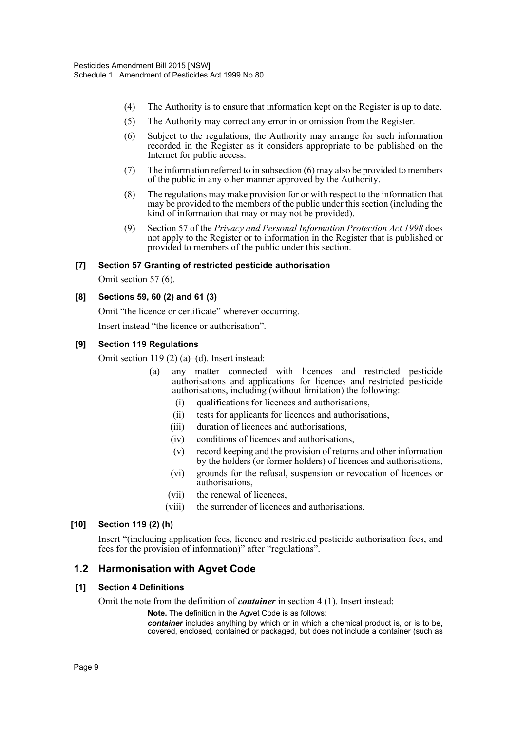(4) The Authority is to ensure that information kept on the Register is up to date.

(5) The Authority may correct any error in or omission from the Register.

(6) Subject to the regulations, the Authority may arrange for such information recorded in the Register as it considers appropriate to be published on the Internet for public access.

(7) The information referred to in subsection (6) may also be provided to members of the public in any other manner approved by the Authority.

(8) The regulations may make provision for or with respect to the information that may be provided to the members of the public under this section (including the kind of information that may or may not be provided).

(9) Section 57 of the *Privacy and Personal Information Protection Act 1998* does not apply to the Register or to information in the Register that is published or provided to members of the public under this section.

#### [7] Section 57 Granting of restricted pesticide authorisation

Omit section 57 (6).

#### [8] Sections 59, 60 (2) and 61 (3)

Omit "the licence or certificate" wherever occurring.

Insert instead "the licence or authorisation".

#### [9] Section 119 Regulations

Omit section 119 (2) (a)–(d). Insert instead:

(a) any matter connected with licences and restricted pesticide authorisations and applications for licences and restricted pesticide authorisations, including (without limitation) the following:

(i) qualifications for licences and authorisations,

(ii) tests for applicants for licences and authorisations,

(iii) duration of licences and authorisations,

(iv) conditions of licences and authorisations,

(v) record keeping and the provision of returns and other information by the holders (or former holders) of licences and authorisations,

(vi) grounds for the refusal, suspension or revocation of licences or authorisations,

(vii) the renewal of licences,

(viii) the surrender of licences and authorisations,

#### [10] Section 119 (2) (h)

Insert "(including application fees, licence and restricted pesticide authorisation fees, and fees for the provision of information)" after "regulations".

## 1.2 Harmonisation with Agvet Code

#### [1] Section 4 Definitions

Omit the note from the definition of ***container*** in section 4 (1). Insert instead:

**Note.** The definition in the Agvet Code is as follows:

***container*** includes anything by which or in which a chemical product is, or is to be, covered, enclosed, contained or packaged, but does not include a container (such as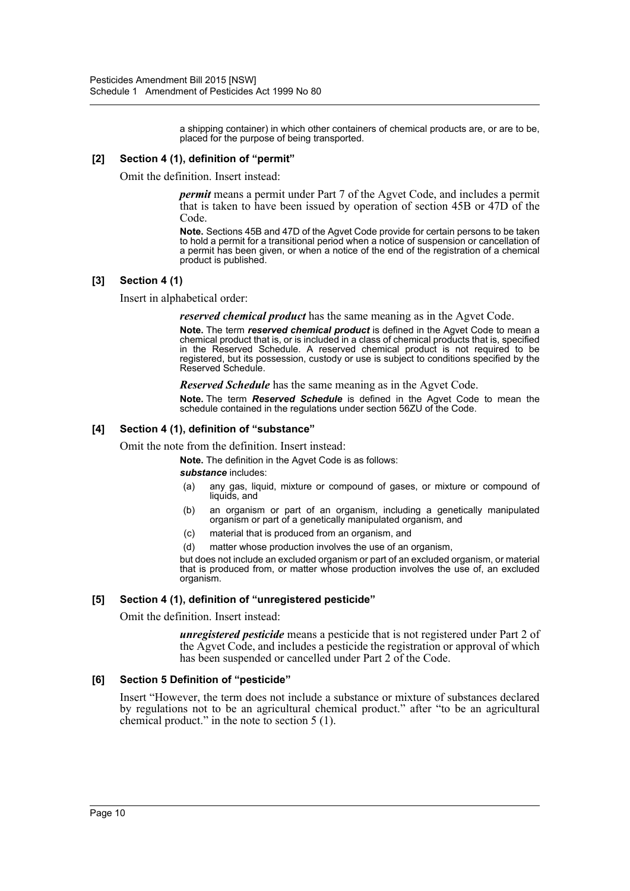a shipping container) in which other containers of chemical products are, or are to be, placed for the purpose of being transported.

### [2] Section 4 (1), definition of "permit"

Omit the definition. Insert instead:

> ***permit*** means a permit under Part 7 of the Agvet Code, and includes a permit that is taken to have been issued by operation of section 45B or 47D of the Code.
>
> **Note.** Sections 45B and 47D of the Agvet Code provide for certain persons to be taken to hold a permit for a transitional period when a notice of suspension or cancellation of a permit has been given, or when a notice of the end of the registration of a chemical product is published.

### [3] Section 4 (1)

Insert in alphabetical order:

> ***reserved chemical product*** has the same meaning as in the Agvet Code.
>
> **Note.** The term ***reserved chemical product*** is defined in the Agvet Code to mean a chemical product that is, or is included in a class of chemical products that is, specified in the Reserved Schedule. A reserved chemical product is not required to be registered, but its possession, custody or use is subject to conditions specified by the Reserved Schedule.
>
> ***Reserved Schedule*** has the same meaning as in the Agvet Code.
>
> **Note.** The term ***Reserved Schedule*** is defined in the Agvet Code to mean the schedule contained in the regulations under section 56ZU of the Code.

### [4] Section 4 (1), definition of "substance"

Omit the note from the definition. Insert instead:

> **Note.** The definition in the Agvet Code is as follows:
>
> ***substance*** includes:
>
> (a) any gas, liquid, mixture or compound of gases, or mixture or compound of liquids, and
>
> (b) an organism or part of an organism, including a genetically manipulated organism or part of a genetically manipulated organism, and
>
> (c) material that is produced from an organism, and
>
> (d) matter whose production involves the use of an organism,
>
> but does not include an excluded organism or part of an excluded organism, or material that is produced from, or matter whose production involves the use of, an excluded organism.

### [5] Section 4 (1), definition of "unregistered pesticide"

Omit the definition. Insert instead:

> ***unregistered pesticide*** means a pesticide that is not registered under Part 2 of the Agvet Code, and includes a pesticide the registration or approval of which has been suspended or cancelled under Part 2 of the Code.

### [6] Section 5 Definition of "pesticide"

Insert "However, the term does not include a substance or mixture of substances declared by regulations not to be an agricultural chemical product." after "to be an agricultural chemical product." in the note to section 5 (1).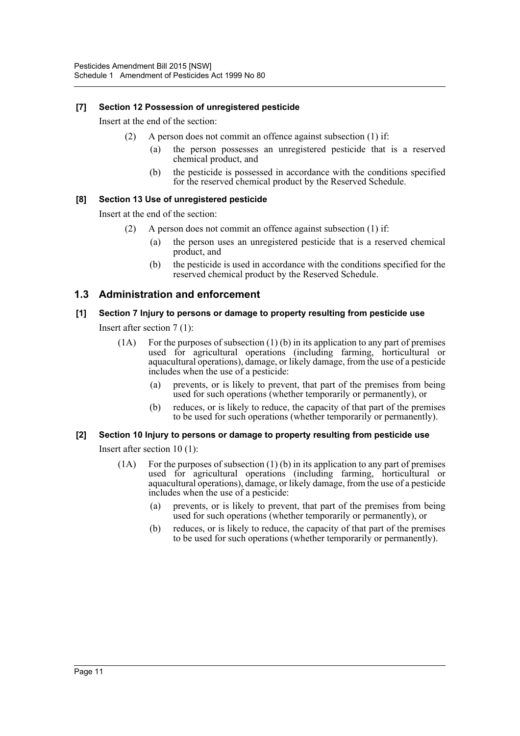**[7] Section 12 Possession of unregistered pesticide**

Insert at the end of the section:

(2) A person does not commit an offence against subsection (1) if:

(a) the person possesses an unregistered pesticide that is a reserved chemical product, and

(b) the pesticide is possessed in accordance with the conditions specified for the reserved chemical product by the Reserved Schedule.

**[8] Section 13 Use of unregistered pesticide**

Insert at the end of the section:

(2) A person does not commit an offence against subsection (1) if:

(a) the person uses an unregistered pesticide that is a reserved chemical product, and

(b) the pesticide is used in accordance with the conditions specified for the reserved chemical product by the Reserved Schedule.

## 1.3 Administration and enforcement

**[1] Section 7 Injury to persons or damage to property resulting from pesticide use**

Insert after section 7 (1):

(1A) For the purposes of subsection (1) (b) in its application to any part of premises used for agricultural operations (including farming, horticultural or aquacultural operations), damage, or likely damage, from the use of a pesticide includes when the use of a pesticide:

(a) prevents, or is likely to prevent, that part of the premises from being used for such operations (whether temporarily or permanently), or

(b) reduces, or is likely to reduce, the capacity of that part of the premises to be used for such operations (whether temporarily or permanently).

**[2] Section 10 Injury to persons or damage to property resulting from pesticide use**

Insert after section 10 (1):

(1A) For the purposes of subsection (1) (b) in its application to any part of premises used for agricultural operations (including farming, horticultural or aquacultural operations), damage, or likely damage, from the use of a pesticide includes when the use of a pesticide:

(a) prevents, or is likely to prevent, that part of the premises from being used for such operations (whether temporarily or permanently), or

(b) reduces, or is likely to reduce, the capacity of that part of the premises to be used for such operations (whether temporarily or permanently).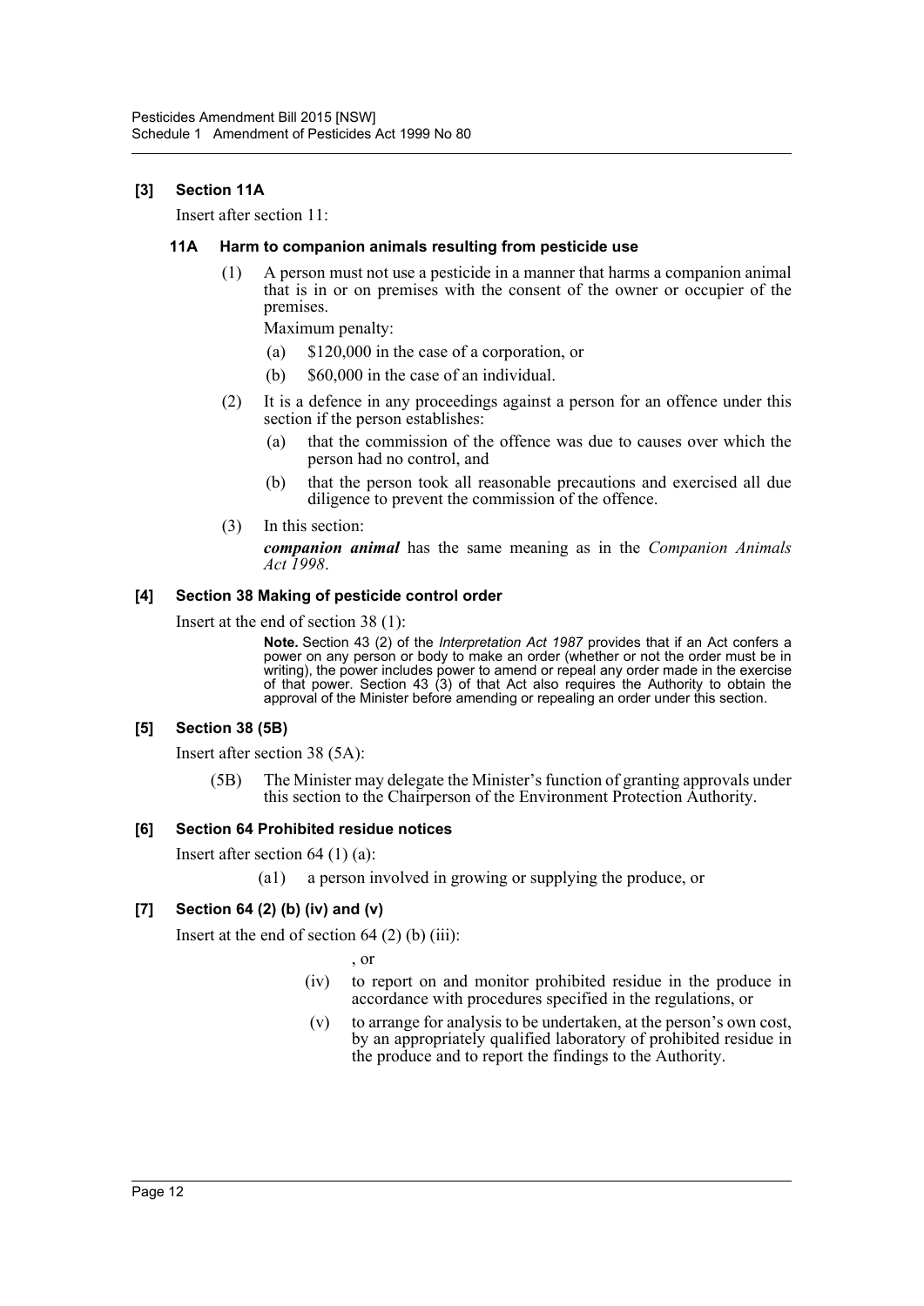### [3] Section 11A

Insert after section 11:

#### 11A Harm to companion animals resulting from pesticide use

(1) A person must not use a pesticide in a manner that harms a companion animal that is in or on premises with the consent of the owner or occupier of the premises.

Maximum penalty:

(a) $120,000 in the case of a corporation, or

(b) $60,000 in the case of an individual.

(2) It is a defence in any proceedings against a person for an offence under this section if the person establishes:

(a) that the commission of the offence was due to causes over which the person had no control, and

(b) that the person took all reasonable precautions and exercised all due diligence to prevent the commission of the offence.

(3) In this section:

***companion animal*** has the same meaning as in the *Companion Animals Act 1998*.

### [4] Section 38 Making of pesticide control order

Insert at the end of section 38 (1):

**Note.** Section 43 (2) of the *Interpretation Act 1987* provides that if an Act confers a power on any person or body to make an order (whether or not the order must be in writing), the power includes power to amend or repeal any order made in the exercise of that power. Section 43 (3) of that Act also requires the Authority to obtain the approval of the Minister before amending or repealing an order under this section.

### [5] Section 38 (5B)

Insert after section 38 (5A):

(5B) The Minister may delegate the Minister's function of granting approvals under this section to the Chairperson of the Environment Protection Authority.

### [6] Section 64 Prohibited residue notices

Insert after section 64 (1) (a):

(a1) a person involved in growing or supplying the produce, or

### [7] Section 64 (2) (b) (iv) and (v)

Insert at the end of section 64 (2) (b) (iii):

, or

(iv) to report on and monitor prohibited residue in the produce in accordance with procedures specified in the regulations, or

(v) to arrange for analysis to be undertaken, at the person's own cost, by an appropriately qualified laboratory of prohibited residue in the produce and to report the findings to the Authority.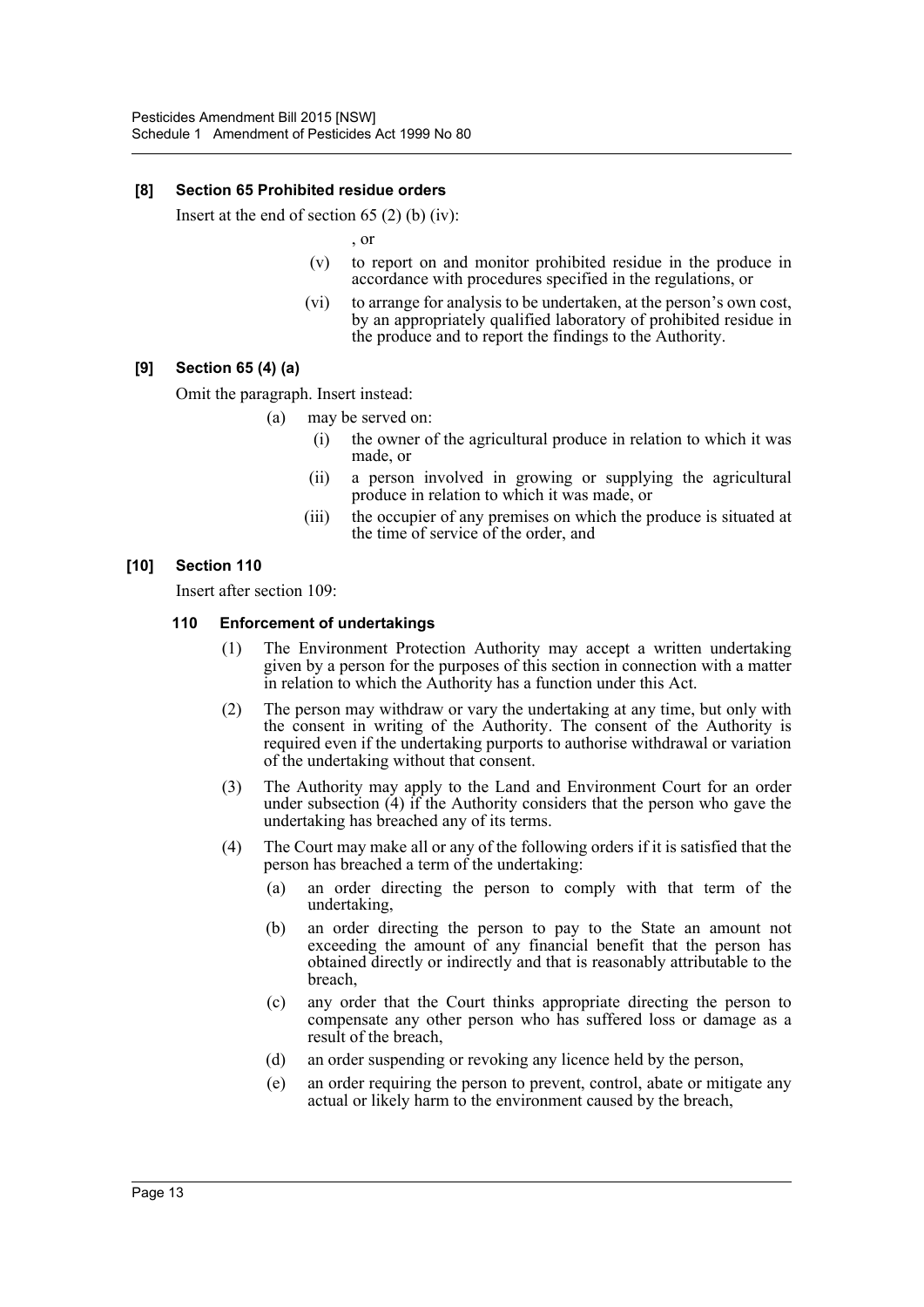### [8] Section 65 Prohibited residue orders

Insert at the end of section 65 (2) (b) (iv):

, or

(v) to report on and monitor prohibited residue in the produce in accordance with procedures specified in the regulations, or

(vi) to arrange for analysis to be undertaken, at the person's own cost, by an appropriately qualified laboratory of prohibited residue in the produce and to report the findings to the Authority.

### [9] Section 65 (4) (a)

Omit the paragraph. Insert instead:

(a) may be served on:

(i) the owner of the agricultural produce in relation to which it was made, or

(ii) a person involved in growing or supplying the agricultural produce in relation to which it was made, or

(iii) the occupier of any premises on which the produce is situated at the time of service of the order, and

### [10] Section 110

Insert after section 109:

#### 110 Enforcement of undertakings

(1) The Environment Protection Authority may accept a written undertaking given by a person for the purposes of this section in connection with a matter in relation to which the Authority has a function under this Act.

(2) The person may withdraw or vary the undertaking at any time, but only with the consent in writing of the Authority. The consent of the Authority is required even if the undertaking purports to authorise withdrawal or variation of the undertaking without that consent.

(3) The Authority may apply to the Land and Environment Court for an order under subsection (4) if the Authority considers that the person who gave the undertaking has breached any of its terms.

(4) The Court may make all or any of the following orders if it is satisfied that the person has breached a term of the undertaking:

(a) an order directing the person to comply with that term of the undertaking,

(b) an order directing the person to pay to the State an amount not exceeding the amount of any financial benefit that the person has obtained directly or indirectly and that is reasonably attributable to the breach,

(c) any order that the Court thinks appropriate directing the person to compensate any other person who has suffered loss or damage as a result of the breach,

(d) an order suspending or revoking any licence held by the person,

(e) an order requiring the person to prevent, control, abate or mitigate any actual or likely harm to the environment caused by the breach,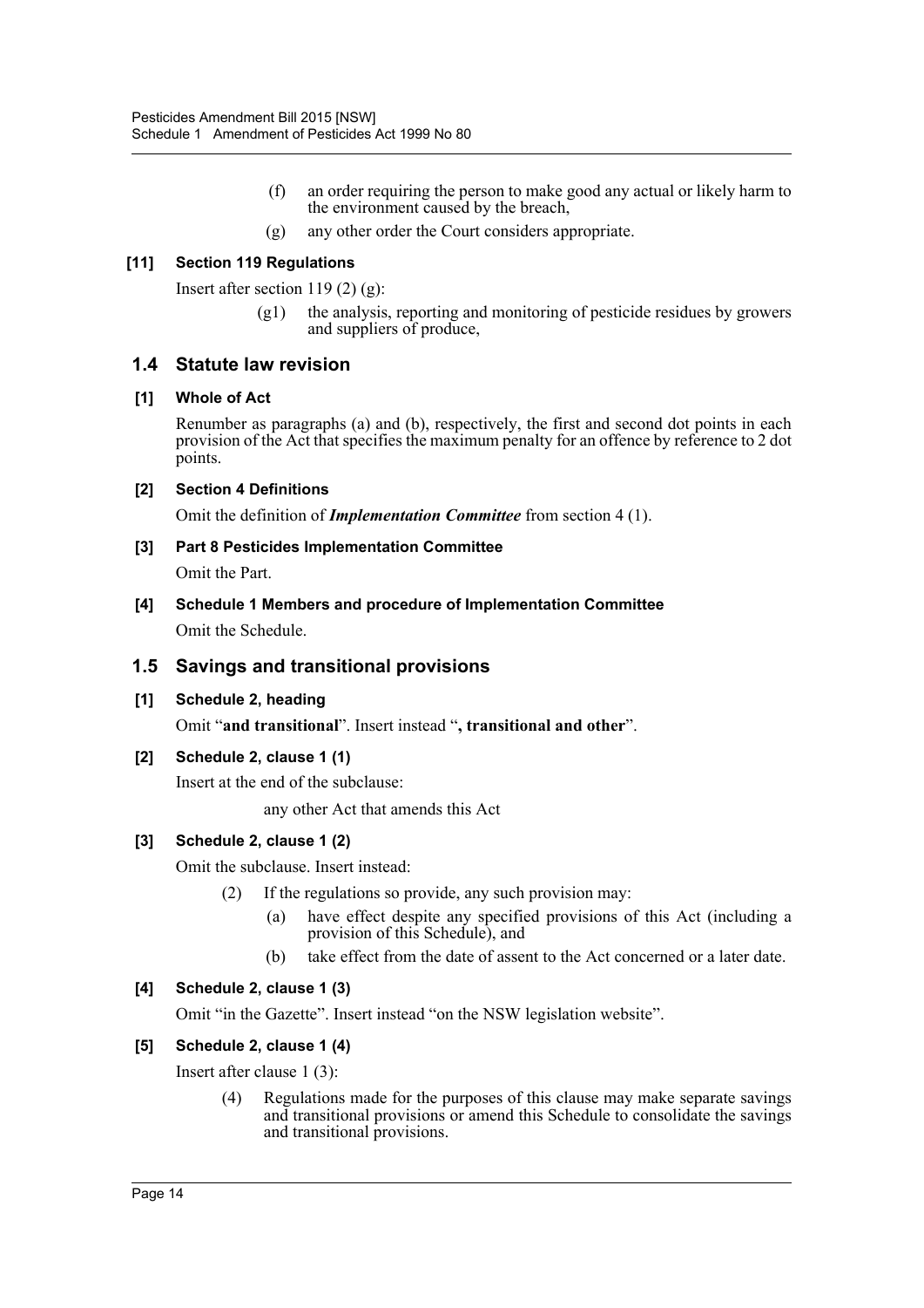(f) an order requiring the person to make good any actual or likely harm to the environment caused by the breach,

(g) any other order the Court considers appropriate.

#### [11] Section 119 Regulations

Insert after section 119 (2) (g):

(g1) the analysis, reporting and monitoring of pesticide residues by growers and suppliers of produce,

## 1.4 Statute law revision

#### [1] Whole of Act

Renumber as paragraphs (a) and (b), respectively, the first and second dot points in each provision of the Act that specifies the maximum penalty for an offence by reference to 2 dot points.

#### [2] Section 4 Definitions

Omit the definition of ***Implementation Committee*** from section 4 (1).

#### [3] Part 8 Pesticides Implementation Committee

Omit the Part.

#### [4] Schedule 1 Members and procedure of Implementation Committee

Omit the Schedule.

## 1.5 Savings and transitional provisions

#### [1] Schedule 2, heading

Omit "**and transitional**". Insert instead "**, transitional and other**".

#### [2] Schedule 2, clause 1 (1)

Insert at the end of the subclause:

any other Act that amends this Act

#### [3] Schedule 2, clause 1 (2)

Omit the subclause. Insert instead:

(2) If the regulations so provide, any such provision may:

(a) have effect despite any specified provisions of this Act (including a provision of this Schedule), and

(b) take effect from the date of assent to the Act concerned or a later date.

#### [4] Schedule 2, clause 1 (3)

Omit "in the Gazette". Insert instead "on the NSW legislation website".

#### [5] Schedule 2, clause 1 (4)

Insert after clause 1 (3):

(4) Regulations made for the purposes of this clause may make separate savings and transitional provisions or amend this Schedule to consolidate the savings and transitional provisions.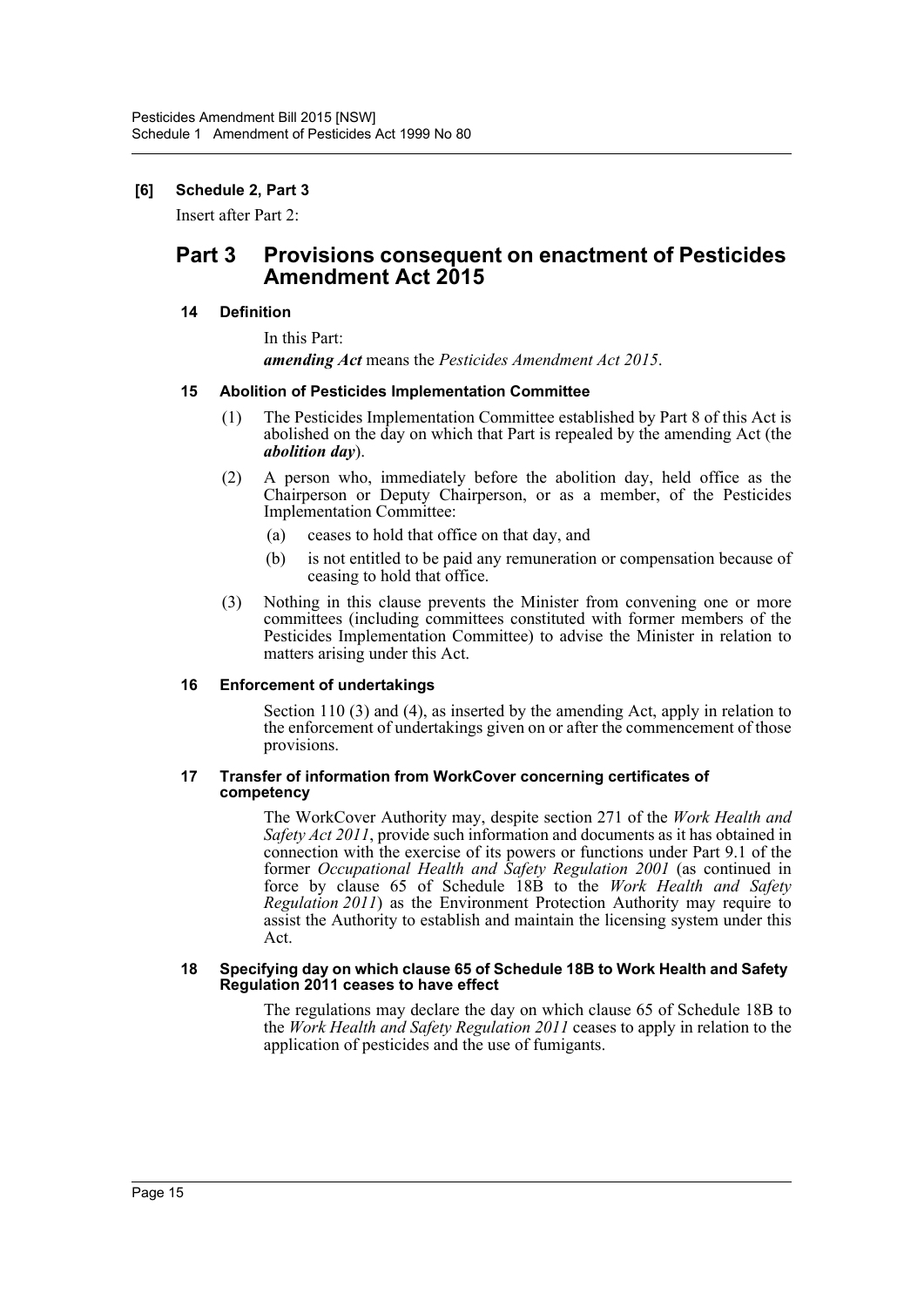**[6] Schedule 2, Part 3**

Insert after Part 2:

## Part 3 Provisions consequent on enactment of Pesticides Amendment Act 2015

### 14 Definition

In this Part:

***amending Act*** means the *Pesticides Amendment Act 2015*.

### 15 Abolition of Pesticides Implementation Committee

(1) The Pesticides Implementation Committee established by Part 8 of this Act is abolished on the day on which that Part is repealed by the amending Act (the ***abolition day***).

(2) A person who, immediately before the abolition day, held office as the Chairperson or Deputy Chairperson, or as a member, of the Pesticides Implementation Committee:

- (a) ceases to hold that office on that day, and
- (b) is not entitled to be paid any remuneration or compensation because of ceasing to hold that office.

(3) Nothing in this clause prevents the Minister from convening one or more committees (including committees constituted with former members of the Pesticides Implementation Committee) to advise the Minister in relation to matters arising under this Act.

### 16 Enforcement of undertakings

Section 110 (3) and (4), as inserted by the amending Act, apply in relation to the enforcement of undertakings given on or after the commencement of those provisions.

### 17 Transfer of information from WorkCover concerning certificates of competency

The WorkCover Authority may, despite section 271 of the *Work Health and Safety Act 2011*, provide such information and documents as it has obtained in connection with the exercise of its powers or functions under Part 9.1 of the former *Occupational Health and Safety Regulation 2001* (as continued in force by clause 65 of Schedule 18B to the *Work Health and Safety Regulation 2011*) as the Environment Protection Authority may require to assist the Authority to establish and maintain the licensing system under this Act.

### 18 Specifying day on which clause 65 of Schedule 18B to Work Health and Safety Regulation 2011 ceases to have effect

The regulations may declare the day on which clause 65 of Schedule 18B to the *Work Health and Safety Regulation 2011* ceases to apply in relation to the application of pesticides and the use of fumigants.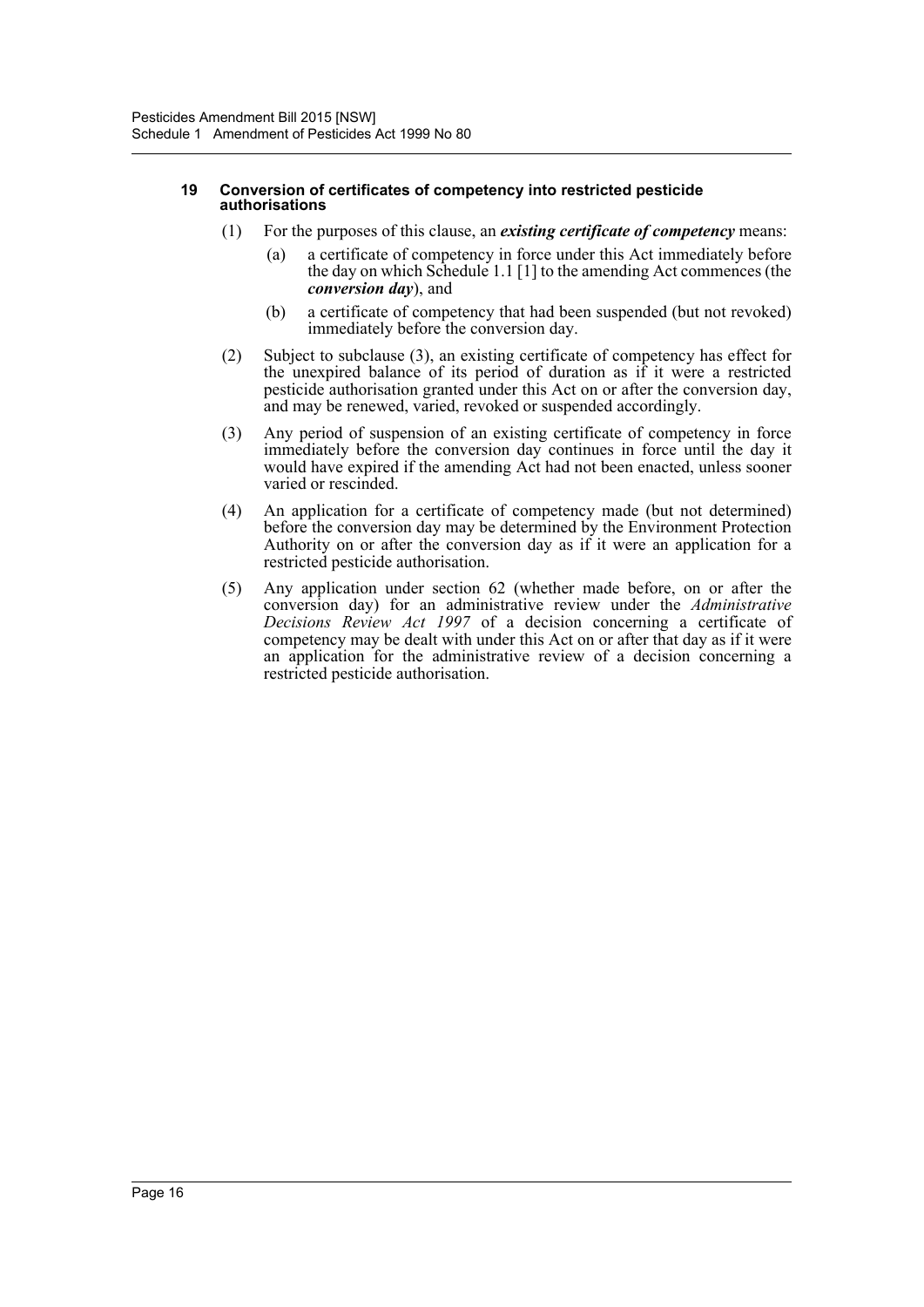#### 19 Conversion of certificates of competency into restricted pesticide authorisations

(1) For the purposes of this clause, an ***existing certificate of competency*** means:

(a) a certificate of competency in force under this Act immediately before the day on which Schedule 1.1 [1] to the amending Act commences (the ***conversion day***), and

(b) a certificate of competency that had been suspended (but not revoked) immediately before the conversion day.

(2) Subject to subclause (3), an existing certificate of competency has effect for the unexpired balance of its period of duration as if it were a restricted pesticide authorisation granted under this Act on or after the conversion day, and may be renewed, varied, revoked or suspended accordingly.

(3) Any period of suspension of an existing certificate of competency in force immediately before the conversion day continues in force until the day it would have expired if the amending Act had not been enacted, unless sooner varied or rescinded.

(4) An application for a certificate of competency made (but not determined) before the conversion day may be determined by the Environment Protection Authority on or after the conversion day as if it were an application for a restricted pesticide authorisation.

(5) Any application under section 62 (whether made before, on or after the conversion day) for an administrative review under the *Administrative Decisions Review Act 1997* of a decision concerning a certificate of competency may be dealt with under this Act on or after that day as if it were an application for the administrative review of a decision concerning a restricted pesticide authorisation.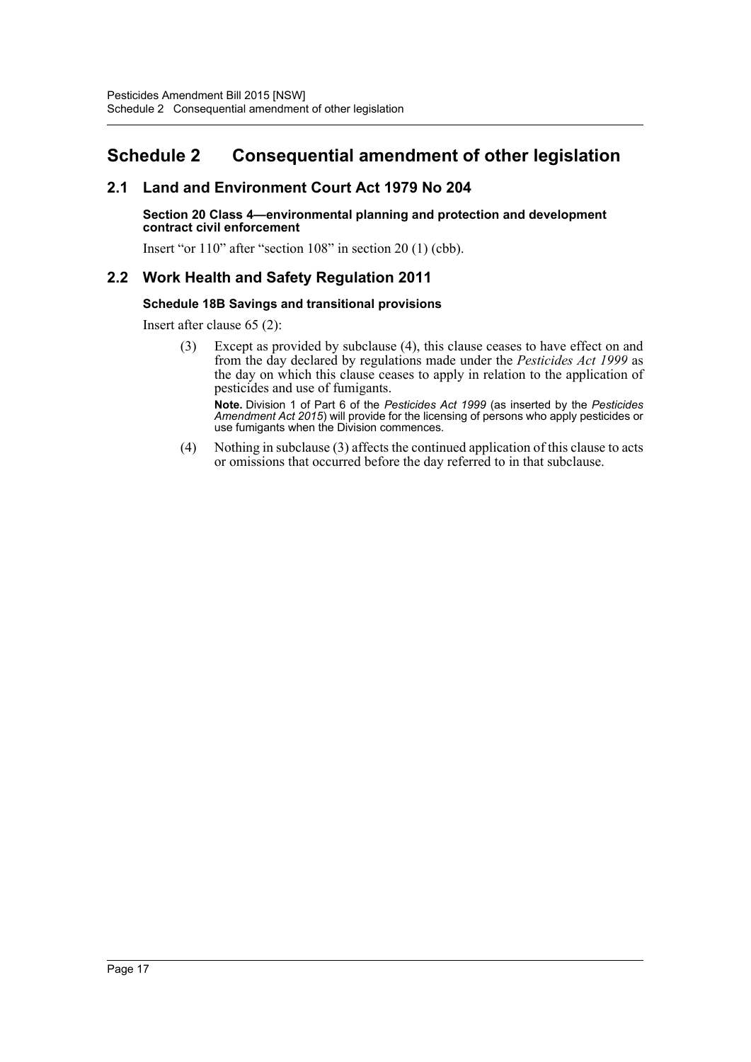# Schedule 2 Consequential amendment of other legislation

## 2.1 Land and Environment Court Act 1979 No 204

**Section 20 Class 4—environmental planning and protection and development contract civil enforcement**

Insert "or 110" after "section 108" in section 20 (1) (cbb).

## 2.2 Work Health and Safety Regulation 2011

**Schedule 18B Savings and transitional provisions**

Insert after clause 65 (2):

(3) Except as provided by subclause (4), this clause ceases to have effect on and from the day declared by regulations made under the *Pesticides Act 1999* as the day on which this clause ceases to apply in relation to the application of pesticides and use of fumigants.

**Note.** Division 1 of Part 6 of the *Pesticides Act 1999* (as inserted by the *Pesticides Amendment Act 2015*) will provide for the licensing of persons who apply pesticides or use fumigants when the Division commences.

(4) Nothing in subclause (3) affects the continued application of this clause to acts or omissions that occurred before the day referred to in that subclause.